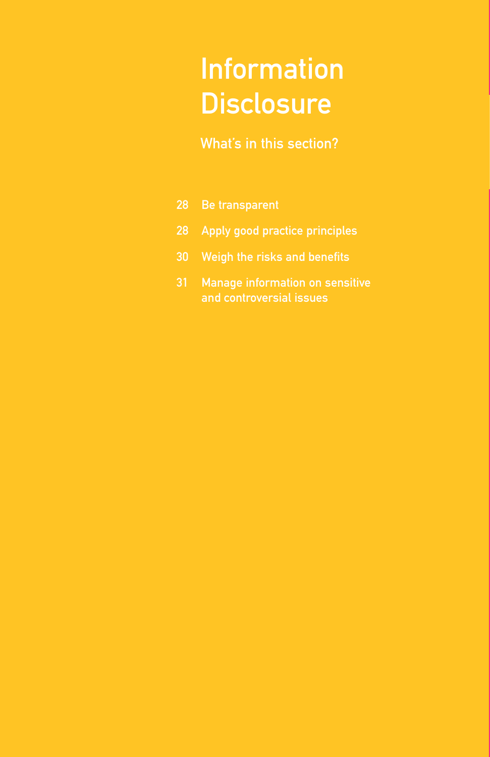# Information Disclosure

What's in this section?

- 28 Be transparent
- 28 Apply good practice principles
- 30 Weigh the risks and benefits
- 31 Manage information on sensitive and controversial issues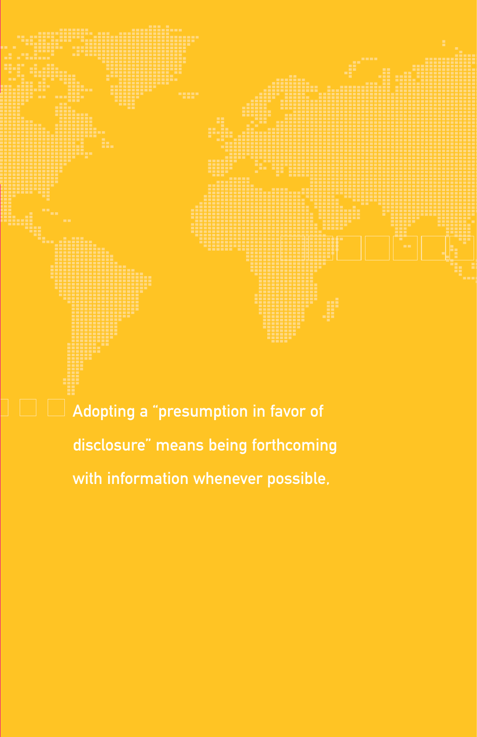Adopting a “presumption in favor of disclosure” means being forthcoming with information whenever possible,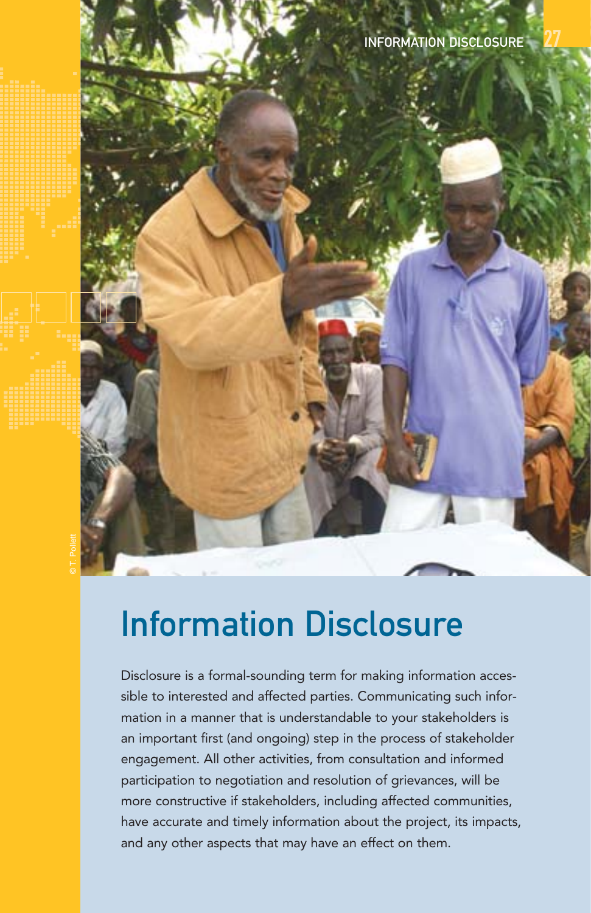# Information Disclosure

Disclosure is a formal-sounding term for making information accessible to interested and affected parties. Communicating such information in a manner that is understandable to your stakeholders is an important first (and ongoing) step in the process of stakeholder engagement. All other activities, from consultation and informed participation to negotiation and resolution of grievances, will be more constructive if stakeholders, including affected communities, have accurate and timely information about the project, its impacts, and any other aspects that may have an effect on them.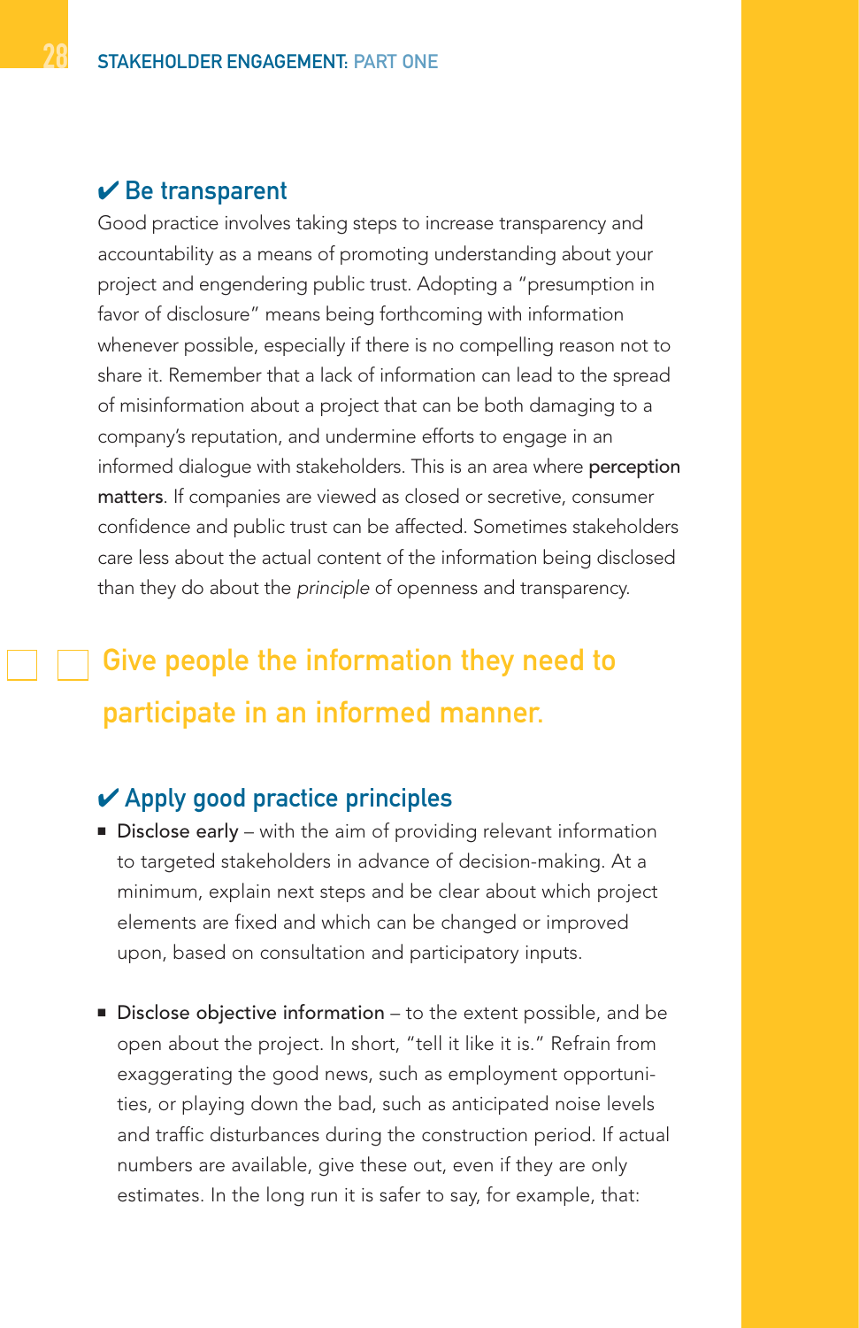### ✔ Be transparent

Good practice involves taking steps to increase transparency and accountability as a means of promoting understanding about your project and engendering public trust. Adopting a "presumption in favor of disclosure" means being forthcoming with information whenever possible, especially if there is no compelling reason not to share it. Remember that a lack of information can lead to the spread of misinformation about a project that can be both damaging to a company's reputation, and undermine efforts to engage in an informed dialogue with stakeholders. This is an area where **perception matters**. If companies are viewed as closed or secretive, consumer confidence and public trust can be affected. Sometimes stakeholders care less about the actual content of the information being disclosed than they do about the *principle* of openness and transparency.

> Give people the information they need to participate in an informed manner.

### ✔ Apply good practice principles

- **Disclose early** – with the aim of providing relevant information to targeted stakeholders in advance of decision-making. At a minimum, explain next steps and be clear about which project elements are fixed and which can be changed or improved upon, based on consultation and participatory inputs.

- **Disclose objective information** – to the extent possible, and be open about the project. In short, "tell it like it is." Refrain from exaggerating the good news, such as employment opportunities, or playing down the bad, such as anticipated noise levels and traffic disturbances during the construction period. If actual numbers are available, give these out, even if they are only estimates. In the long run it is safer to say, for example, that: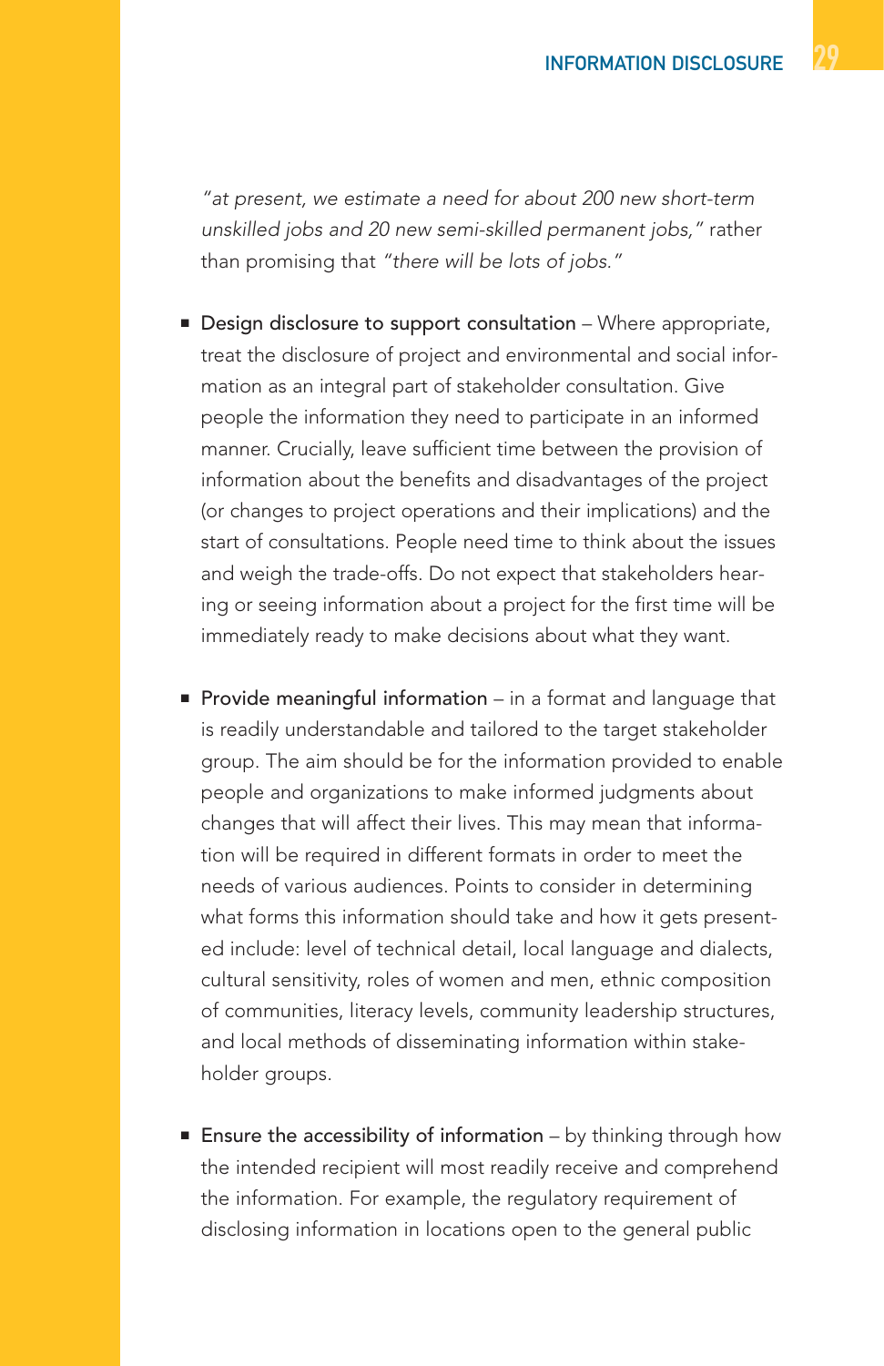*"at present, we estimate a need for about 200 new short-term unskilled jobs and 20 new semi-skilled permanent jobs,"* rather than promising that *"there will be lots of jobs."*

- Design disclosure to support consultation – Where appropriate, treat the disclosure of project and environmental and social information as an integral part of stakeholder consultation. Give people the information they need to participate in an informed manner. Crucially, leave sufficient time between the provision of information about the benefits and disadvantages of the project (or changes to project operations and their implications) and the start of consultations. People need time to think about the issues and weigh the trade-offs. Do not expect that stakeholders hearing or seeing information about a project for the first time will be immediately ready to make decisions about what they want.

- Provide meaningful information – in a format and language that is readily understandable and tailored to the target stakeholder group. The aim should be for the information provided to enable people and organizations to make informed judgments about changes that will affect their lives. This may mean that information will be required in different formats in order to meet the needs of various audiences. Points to consider in determining what forms this information should take and how it gets presented include: level of technical detail, local language and dialects, cultural sensitivity, roles of women and men, ethnic composition of communities, literacy levels, community leadership structures, and local methods of disseminating information within stakeholder groups.

- Ensure the accessibility of information – by thinking through how the intended recipient will most readily receive and comprehend the information. For example, the regulatory requirement of disclosing information in locations open to the general public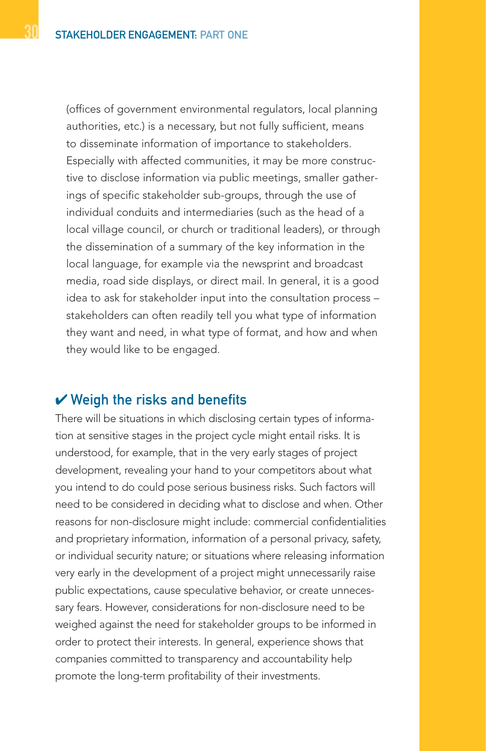(offices of government environmental regulators, local planning authorities, etc.) is a necessary, but not fully sufficient, means to disseminate information of importance to stakeholders. Especially with affected communities, it may be more constructive to disclose information via public meetings, smaller gatherings of specific stakeholder sub-groups, through the use of individual conduits and intermediaries (such as the head of a local village council, or church or traditional leaders), or through the dissemination of a summary of the key information in the local language, for example via the newsprint and broadcast media, road side displays, or direct mail. In general, it is a good idea to ask for stakeholder input into the consultation process – stakeholders can often readily tell you what type of information they want and need, in what type of format, and how and when they would like to be engaged.

## ✔ Weigh the risks and benefits

There will be situations in which disclosing certain types of information at sensitive stages in the project cycle might entail risks. It is understood, for example, that in the very early stages of project development, revealing your hand to your competitors about what you intend to do could pose serious business risks. Such factors will need to be considered in deciding what to disclose and when. Other reasons for non-disclosure might include: commercial confidentialities and proprietary information, information of a personal privacy, safety, or individual security nature; or situations where releasing information very early in the development of a project might unnecessarily raise public expectations, cause speculative behavior, or create unnecessary fears. However, considerations for non-disclosure need to be weighed against the need for stakeholder groups to be informed in order to protect their interests. In general, experience shows that companies committed to transparency and accountability help promote the long-term profitability of their investments.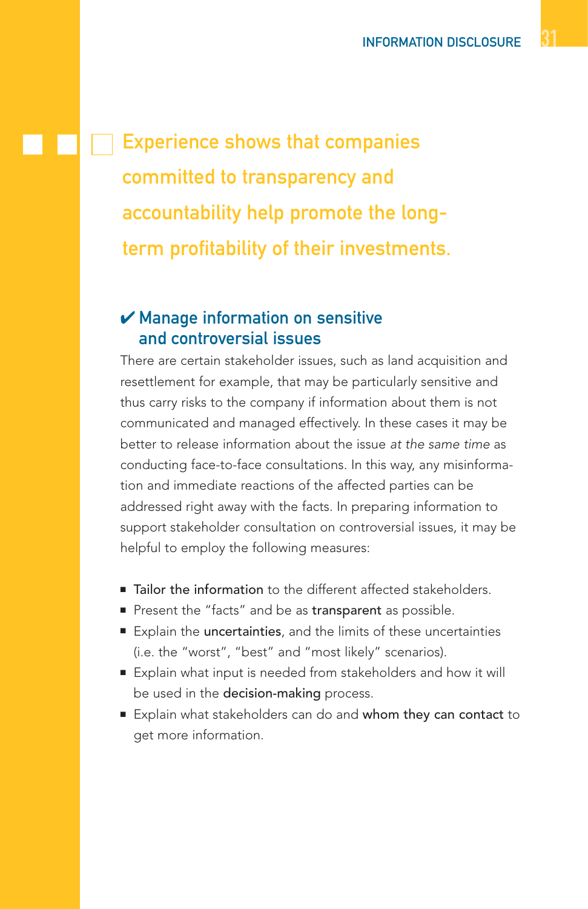> Experience shows that companies committed to transparency and accountability help promote the long-term profitability of their investments.

### ✔ Manage information on sensitive and controversial issues

There are certain stakeholder issues, such as land acquisition and resettlement for example, that may be particularly sensitive and thus carry risks to the company if information about them is not communicated and managed effectively. In these cases it may be better to release information about the issue *at the same time* as conducting face-to-face consultations. In this way, any misinformation and immediate reactions of the affected parties can be addressed right away with the facts. In preparing information to support stakeholder consultation on controversial issues, it may be helpful to employ the following measures:

- **Tailor the information** to the different affected stakeholders.
- Present the "facts" and be as **transparent** as possible.
- Explain the **uncertainties**, and the limits of these uncertainties (i.e. the "worst", "best" and "most likely" scenarios).
- Explain what input is needed from stakeholders and how it will be used in the **decision-making** process.
- Explain what stakeholders can do and **whom they can contact** to get more information.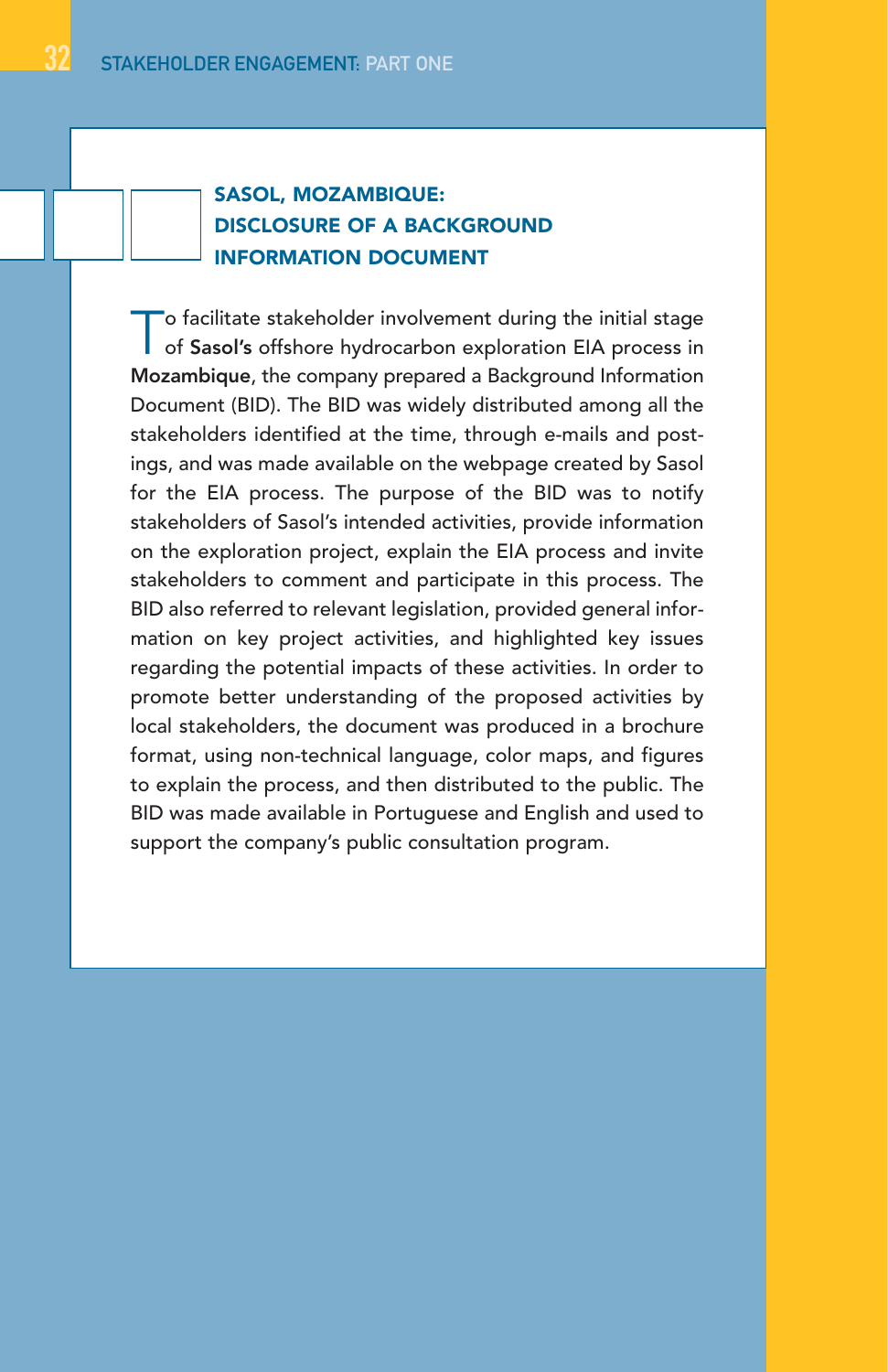### SASOL, MOZAMBIQUE: DISCLOSURE OF A BACKGROUND INFORMATION DOCUMENT

To facilitate stakeholder involvement during the initial stage of **Sasol's** offshore hydrocarbon exploration EIA process in **Mozambique**, the company prepared a Background Information Document (BID). The BID was widely distributed among all the stakeholders identified at the time, through e-mails and postings, and was made available on the webpage created by Sasol for the EIA process. The purpose of the BID was to notify stakeholders of Sasol's intended activities, provide information on the exploration project, explain the EIA process and invite stakeholders to comment and participate in this process. The BID also referred to relevant legislation, provided general information on key project activities, and highlighted key issues regarding the potential impacts of these activities. In order to promote better understanding of the proposed activities by local stakeholders, the document was produced in a brochure format, using non-technical language, color maps, and figures to explain the process, and then distributed to the public. The BID was made available in Portuguese and English and used to support the company's public consultation program.